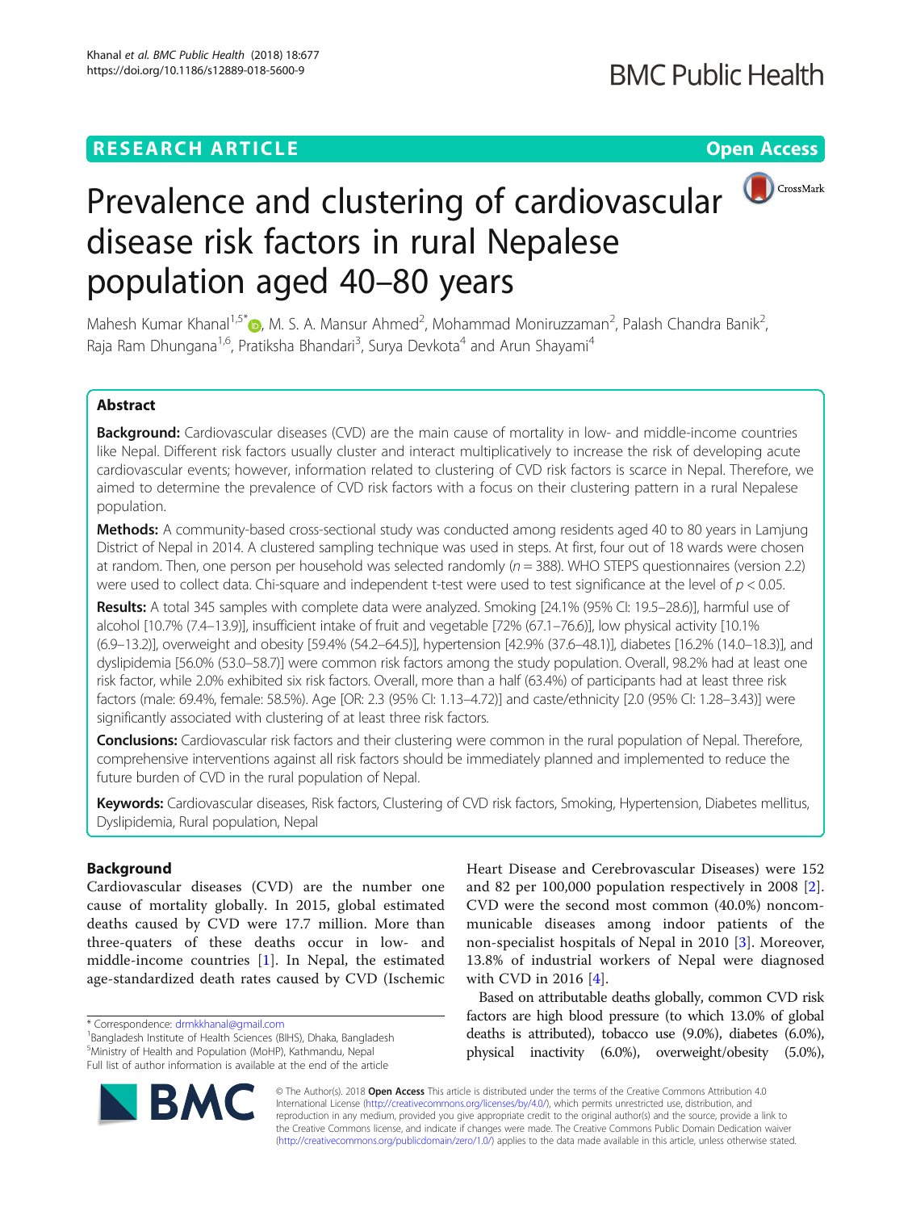RESEARCH ARTICLE

Open Access

# Prevalence and clustering of cardiovascular disease risk factors in rural Nepalese population aged 40–80 years

Mahesh Kumar Khanal[1,5*], M. S. A. Mansur Ahmed[2], Mohammad Moniruzzaman[2], Palash Chandra Banik[2], Raja Ram Dhungana[1,6], Pratiksha Bhandari[3], Surya Devkota[4] and Arun Shayami[4]

## Abstract

**Background:** Cardiovascular diseases (CVD) are the main cause of mortality in low- and middle-income countries like Nepal. Different risk factors usually cluster and interact multiplicatively to increase the risk of developing acute cardiovascular events; however, information related to clustering of CVD risk factors is scarce in Nepal. Therefore, we aimed to determine the prevalence of CVD risk factors with a focus on their clustering pattern in a rural Nepalese population.

**Methods:** A community-based cross-sectional study was conducted among residents aged 40 to 80 years in Lamjung District of Nepal in 2014. A clustered sampling technique was used in steps. At first, four out of 18 wards were chosen at random. Then, one person per household was selected randomly (*n* = 388). WHO STEPS questionnaires (version 2.2) were used to collect data. Chi-square and independent t-test were used to test significance at the level of $p < 0.05$.

**Results:** A total 345 samples with complete data were analyzed. Smoking [24.1% (95% CI: 19.5–28.6)], harmful use of alcohol [10.7% (7.4–13.9)], insufficient intake of fruit and vegetable [72% (67.1–76.6)], low physical activity [10.1% (6.9–13.2)], overweight and obesity [59.4% (54.2–64.5)], hypertension [42.9% (37.6–48.1)], diabetes [16.2% (14.0–18.3)], and dyslipidemia [56.0% (53.0–58.7)] were common risk factors among the study population. Overall, 98.2% had at least one risk factor, while 2.0% exhibited six risk factors. Overall, more than a half (63.4%) of participants had at least three risk factors (male: 69.4%, female: 58.5%). Age [OR: 2.3 (95% CI: 1.13–4.72)] and caste/ethnicity [2.0 (95% CI: 1.28–3.43)] were significantly associated with clustering of at least three risk factors.

**Conclusions:** Cardiovascular risk factors and their clustering were common in the rural population of Nepal. Therefore, comprehensive interventions against all risk factors should be immediately planned and implemented to reduce the future burden of CVD in the rural population of Nepal.

**Keywords:** Cardiovascular diseases, Risk factors, Clustering of CVD risk factors, Smoking, Hypertension, Diabetes mellitus, Dyslipidemia, Rural population, Nepal

## Background

Cardiovascular diseases (CVD) are the number one cause of mortality globally. In 2015, global estimated deaths caused by CVD were 17.7 million. More than three-quaters of these deaths occur in low- and middle-income countries [1]. In Nepal, the estimated age-standardized death rates caused by CVD (Ischemic Heart Disease and Cerebrovascular Diseases) were 152 and 82 per 100,000 population respectively in 2008 [2]. CVD were the second most common (40.0%) noncommunicable diseases among indoor patients of the non-specialist hospitals of Nepal in 2010 [3]. Moreover, 13.8% of industrial workers of Nepal were diagnosed with CVD in 2016 [4].

Based on attributable deaths globally, common CVD risk factors are high blood pressure (to which 13.0% of global deaths is attributed), tobacco use (9.0%), diabetes (6.0%), physical inactivity (6.0%), overweight/obesity (5.0%),

\* Correspondence: drmkkhanal@gmail.com
[1]Bangladesh Institute of Health Sciences (BIHS), Dhaka, Bangladesh
[5]Ministry of Health and Population (MoHP), Kathmandu, Nepal
Full list of author information is available at the end of the article

© The Author(s). 2018 **Open Access** This article is distributed under the terms of the Creative Commons Attribution 4.0 International License (http://creativecommons.org/licenses/by/4.0/), which permits unrestricted use, distribution, and reproduction in any medium, provided you give appropriate credit to the original author(s) and the source, provide a link to the Creative Commons license, and indicate if changes were made. The Creative Commons Public Domain Dedication waiver (http://creativecommons.org/publicdomain/zero/1.0/) applies to the data made available in this article, unless otherwise stated.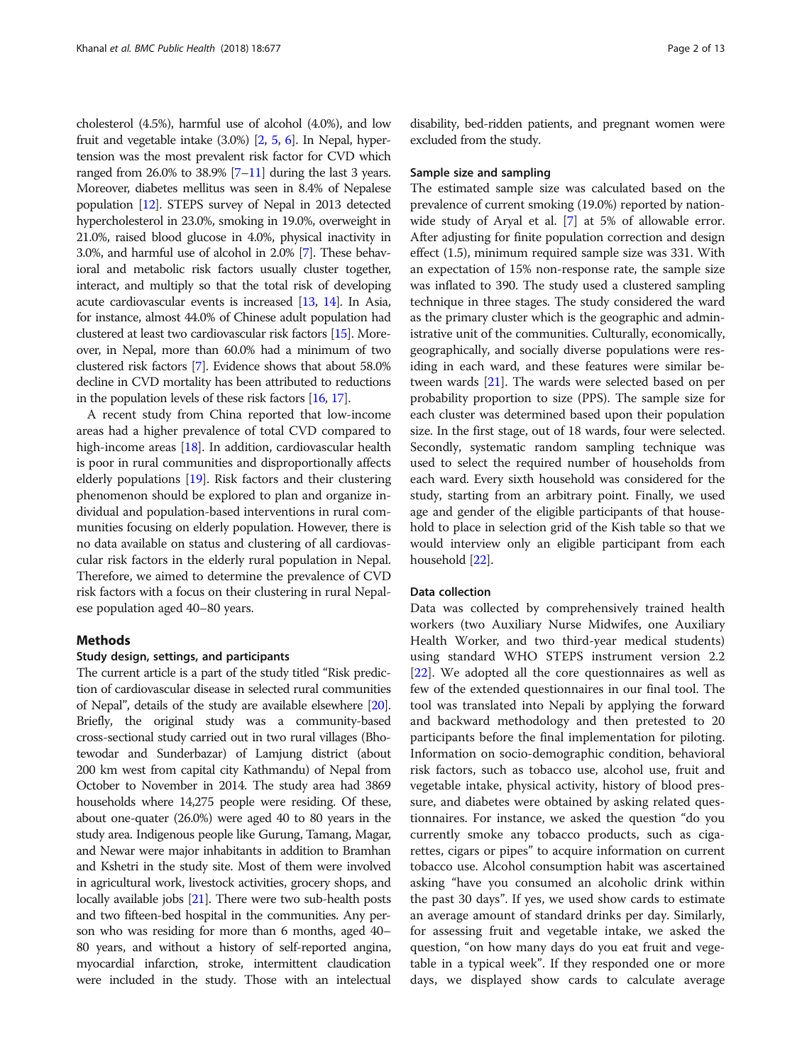cholesterol (4.5%), harmful use of alcohol (4.0%), and low fruit and vegetable intake (3.0%) [2, 5, 6]. In Nepal, hypertension was the most prevalent risk factor for CVD which ranged from 26.0% to 38.9% [7–11] during the last 3 years. Moreover, diabetes mellitus was seen in 8.4% of Nepalese population [12]. STEPS survey of Nepal in 2013 detected hypercholesterol in 23.0%, smoking in 19.0%, overweight in 21.0%, raised blood glucose in 4.0%, physical inactivity in 3.0%, and harmful use of alcohol in 2.0% [7]. These behavioral and metabolic risk factors usually cluster together, interact, and multiply so that the total risk of developing acute cardiovascular events is increased [13, 14]. In Asia, for instance, almost 44.0% of Chinese adult population had clustered at least two cardiovascular risk factors [15]. Moreover, in Nepal, more than 60.0% had a minimum of two clustered risk factors [7]. Evidence shows that about 58.0% decline in CVD mortality has been attributed to reductions in the population levels of these risk factors [16, 17].

A recent study from China reported that low-income areas had a higher prevalence of total CVD compared to high-income areas [18]. In addition, cardiovascular health is poor in rural communities and disproportionally affects elderly populations [19]. Risk factors and their clustering phenomenon should be explored to plan and organize individual and population-based interventions in rural communities focusing on elderly population. However, there is no data available on status and clustering of all cardiovascular risk factors in the elderly rural population in Nepal. Therefore, we aimed to determine the prevalence of CVD risk factors with a focus on their clustering in rural Nepalese population aged 40–80 years.

## Methods

### Study design, settings, and participants

The current article is a part of the study titled "Risk prediction of cardiovascular disease in selected rural communities of Nepal", details of the study are available elsewhere [20]. Briefly, the original study was a community-based cross-sectional study carried out in two rural villages (Bhotewodar and Sunderbazar) of Lamjung district (about 200 km west from capital city Kathmandu) of Nepal from October to November in 2014. The study area had 3869 households where 14,275 people were residing. Of these, about one-quater (26.0%) were aged 40 to 80 years in the study area. Indigenous people like Gurung, Tamang, Magar, and Newar were major inhabitants in addition to Bramhan and Kshetri in the study site. Most of them were involved in agricultural work, livestock activities, grocery shops, and locally available jobs [21]. There were two sub-health posts and two fifteen-bed hospital in the communities. Any person who was residing for more than 6 months, aged 40–80 years, and without a history of self-reported angina, myocardial infarction, stroke, intermittent claudication were included in the study. Those with an intelectual disability, bed-ridden patients, and pregnant women were excluded from the study.

### Sample size and sampling

The estimated sample size was calculated based on the prevalence of current smoking (19.0%) reported by nationwide study of Aryal et al. [7] at 5% of allowable error. After adjusting for finite population correction and design effect (1.5), minimum required sample size was 331. With an expectation of 15% non-response rate, the sample size was inflated to 390. The study used a clustered sampling technique in three stages. The study considered the ward as the primary cluster which is the geographic and administrative unit of the communities. Culturally, economically, geographically, and socially diverse populations were residing in each ward, and these features were similar between wards [21]. The wards were selected based on per probability proportion to size (PPS). The sample size for each cluster was determined based upon their population size. In the first stage, out of 18 wards, four were selected. Secondly, systematic random sampling technique was used to select the required number of households from each ward. Every sixth household was considered for the study, starting from an arbitrary point. Finally, we used age and gender of the eligible participants of that household to place in selection grid of the Kish table so that we would interview only an eligible participant from each household [22].

### Data collection

Data was collected by comprehensively trained health workers (two Auxiliary Nurse Midwifes, one Auxiliary Health Worker, and two third-year medical students) using standard WHO STEPS instrument version 2.2 [22]. We adopted all the core questionnaires as well as few of the extended questionnaires in our final tool. The tool was translated into Nepali by applying the forward and backward methodology and then pretested to 20 participants before the final implementation for piloting. Information on socio-demographic condition, behavioral risk factors, such as tobacco use, alcohol use, fruit and vegetable intake, physical activity, history of blood pressure, and diabetes were obtained by asking related questionnaires. For instance, we asked the question "do you currently smoke any tobacco products, such as cigarettes, cigars or pipes" to acquire information on current tobacco use. Alcohol consumption habit was ascertained asking "have you consumed an alcoholic drink within the past 30 days". If yes, we used show cards to estimate an average amount of standard drinks per day. Similarly, for assessing fruit and vegetable intake, we asked the question, "on how many days do you eat fruit and vegetable in a typical week". If they responded one or more days, we displayed show cards to calculate average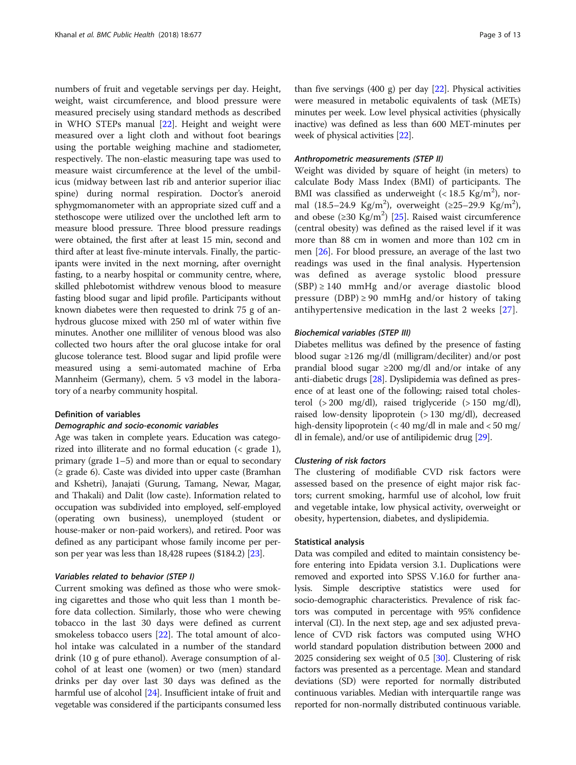numbers of fruit and vegetable servings per day. Height, weight, waist circumference, and blood pressure were measured precisely using standard methods as described in WHO STEPs manual [22]. Height and weight were measured over a light cloth and without foot bearings using the portable weighing machine and stadiometer, respectively. The non-elastic measuring tape was used to measure waist circumference at the level of the umbilicus (midway between last rib and anterior superior iliac spine) during normal respiration. Doctor's aneroid sphygmomanometer with an appropriate sized cuff and a stethoscope were utilized over the unclothed left arm to measure blood pressure. Three blood pressure readings were obtained, the first after at least 15 min, second and third after at least five-minute intervals. Finally, the participants were invited in the next morning, after overnight fasting, to a nearby hospital or community centre, where, skilled phlebotomist withdrew venous blood to measure fasting blood sugar and lipid profile. Participants without known diabetes were then requested to drink 75 g of anhydrous glucose mixed with 250 ml of water within five minutes. Another one milliliter of venous blood was also collected two hours after the oral glucose intake for oral glucose tolerance test. Blood sugar and lipid profile were measured using a semi-automated machine of Erba Mannheim (Germany), chem. 5 v3 model in the laboratory of a nearby community hospital.

## Definition of variables

### *Demographic and socio-economic variables*

Age was taken in complete years. Education was categorized into illiterate and no formal education (< grade 1), primary (grade 1–5) and more than or equal to secondary (≥ grade 6). Caste was divided into upper caste (Bramhan and Kshetri), Janajati (Gurung, Tamang, Newar, Magar, and Thakali) and Dalit (low caste). Information related to occupation was subdivided into employed, self-employed (operating own business), unemployed (student or house-maker or non-paid workers), and retired. Poor was defined as any participant whose family income per person per year was less than 18,428 rupees ($184.2) [23].

### *Variables related to behavior (STEP I)*

Current smoking was defined as those who were smoking cigarettes and those who quit less than 1 month before data collection. Similarly, those who were chewing tobacco in the last 30 days were defined as current smokeless tobacco users [22]. The total amount of alcohol intake was calculated in a number of the standard drink (10 g of pure ethanol). Average consumption of alcohol of at least one (women) or two (men) standard drinks per day over last 30 days was defined as the harmful use of alcohol [24]. Insufficient intake of fruit and vegetable was considered if the participants consumed less than five servings (400 g) per day [22]. Physical activities were measured in metabolic equivalents of task (METs) minutes per week. Low level physical activities (physically inactive) was defined as less than 600 MET-minutes per week of physical activities [22].

### *Anthropometric measurements (STEP II)*

Weight was divided by square of height (in meters) to calculate Body Mass Index (BMI) of participants. The BMI was classified as underweight (< 18.5 Kg/m$^2$), normal (18.5–24.9 Kg/m$^2$), overweight (≥25–29.9 Kg/m$^2$), and obese (≥30 Kg/m$^2$) [25]. Raised waist circumference (central obesity) was defined as the raised level if it was more than 88 cm in women and more than 102 cm in men [26]. For blood pressure, an average of the last two readings was used in the final analysis. Hypertension was defined as average systolic blood pressure (SBP) ≥ 140 mmHg and/or average diastolic blood pressure (DBP) ≥ 90 mmHg and/or history of taking antihypertensive medication in the last 2 weeks [27].

### *Biochemical variables (STEP III)*

Diabetes mellitus was defined by the presence of fasting blood sugar ≥126 mg/dl (milligram/deciliter) and/or post prandial blood sugar ≥200 mg/dl and/or intake of any anti-diabetic drugs [28]. Dyslipidemia was defined as presence of at least one of the following; raised total cholesterol (> 200 mg/dl), raised triglyceride (> 150 mg/dl), raised low-density lipoprotein (> 130 mg/dl), decreased high-density lipoprotein (< 40 mg/dl in male and < 50 mg/dl in female), and/or use of antilipidemic drug [29].

### *Clustering of risk factors*

The clustering of modifiable CVD risk factors were assessed based on the presence of eight major risk factors; current smoking, harmful use of alcohol, low fruit and vegetable intake, low physical activity, overweight or obesity, hypertension, diabetes, and dyslipidemia.

## Statistical analysis

Data was compiled and edited to maintain consistency before entering into Epidata version 3.1. Duplications were removed and exported into SPSS V.16.0 for further analysis. Simple descriptive statistics were used for socio-demographic characteristics. Prevalence of risk factors was computed in percentage with 95% confidence interval (CI). In the next step, age and sex adjusted prevalence of CVD risk factors was computed using WHO world standard population distribution between 2000 and 2025 considering sex weight of 0.5 [30]. Clustering of risk factors was presented as a percentage. Mean and standard deviations (SD) were reported for normally distributed continuous variables. Median with interquartile range was reported for non-normally distributed continuous variable.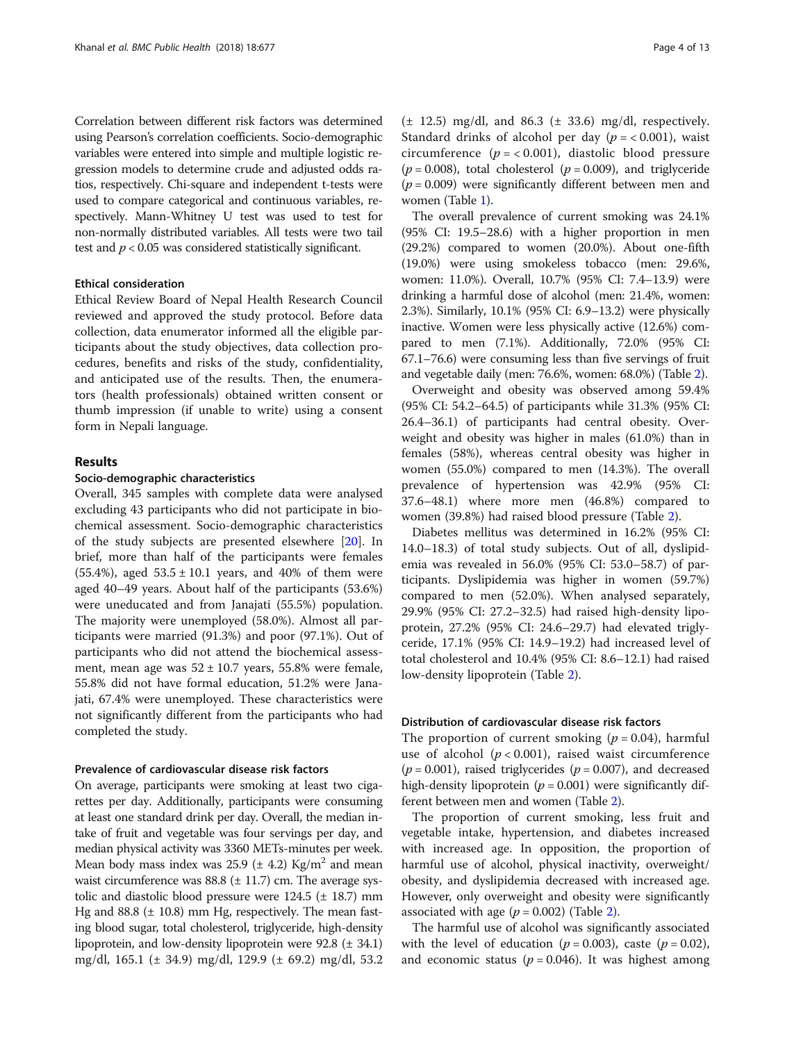Correlation between different risk factors was determined using Pearson's correlation coefficients. Socio-demographic variables were entered into simple and multiple logistic regression models to determine crude and adjusted odds ratios, respectively. Chi-square and independent t-tests were used to compare categorical and continuous variables, respectively. Mann-Whitney U test was used to test for non-normally distributed variables. All tests were two tail test and $p < 0.05$ was considered statistically significant.

### Ethical consideration

Ethical Review Board of Nepal Health Research Council reviewed and approved the study protocol. Before data collection, data enumerator informed all the eligible participants about the study objectives, data collection procedures, benefits and risks of the study, confidentiality, and anticipated use of the results. Then, the enumerators (health professionals) obtained written consent or thumb impression (if unable to write) using a consent form in Nepali language.

## Results

### Socio-demographic characteristics

Overall, 345 samples with complete data were analysed excluding 43 participants who did not participate in biochemical assessment. Socio-demographic characteristics of the study subjects are presented elsewhere [20]. In brief, more than half of the participants were females (55.4%), aged 53.5 ± 10.1 years, and 40% of them were aged 40–49 years. About half of the participants (53.6%) were uneducated and from Janajati (55.5%) population. The majority were unemployed (58.0%). Almost all participants were married (91.3%) and poor (97.1%). Out of participants who did not attend the biochemical assessment, mean age was 52 ± 10.7 years, 55.8% were female, 55.8% did not have formal education, 51.2% were Janajati, 67.4% were unemployed. These characteristics were not significantly different from the participants who had completed the study.

### Prevalence of cardiovascular disease risk factors

On average, participants were smoking at least two cigarettes per day. Additionally, participants were consuming at least one standard drink per day. Overall, the median intake of fruit and vegetable was four servings per day, and median physical activity was 3360 METs-minutes per week. Mean body mass index was 25.9 (± 4.2) $Kg/m^2$ and mean waist circumference was 88.8 (± 11.7) cm. The average systolic and diastolic blood pressure were 124.5 (± 18.7) mm Hg and 88.8 (± 10.8) mm Hg, respectively. The mean fasting blood sugar, total cholesterol, triglyceride, high-density lipoprotein, and low-density lipoprotein were 92.8 (± 34.1) mg/dl, 165.1 (± 34.9) mg/dl, 129.9 (± 69.2) mg/dl, 53.2 (± 12.5) mg/dl, and 86.3 (± 33.6) mg/dl, respectively. Standard drinks of alcohol per day ($p = < 0.001$), waist circumference ($p = < 0.001$), diastolic blood pressure ($p = 0.008$), total cholesterol ($p = 0.009$), and triglyceride ($p = 0.009$) were significantly different between men and women (Table 1).

The overall prevalence of current smoking was 24.1% (95% CI: 19.5–28.6) with a higher proportion in men (29.2%) compared to women (20.0%). About one-fifth (19.0%) were using smokeless tobacco (men: 29.6%, women: 11.0%). Overall, 10.7% (95% CI: 7.4–13.9) were drinking a harmful dose of alcohol (men: 21.4%, women: 2.3%). Similarly, 10.1% (95% CI: 6.9–13.2) were physically inactive. Women were less physically active (12.6%) compared to men (7.1%). Additionally, 72.0% (95% CI: 67.1–76.6) were consuming less than five servings of fruit and vegetable daily (men: 76.6%, women: 68.0%) (Table 2).

Overweight and obesity was observed among 59.4% (95% CI: 54.2–64.5) of participants while 31.3% (95% CI: 26.4–36.1) of participants had central obesity. Overweight and obesity was higher in males (61.0%) than in females (58%), whereas central obesity was higher in women (55.0%) compared to men (14.3%). The overall prevalence of hypertension was 42.9% (95% CI: 37.6–48.1) where more men (46.8%) compared to women (39.8%) had raised blood pressure (Table 2).

Diabetes mellitus was determined in 16.2% (95% CI: 14.0–18.3) of total study subjects. Out of all, dyslipidemia was revealed in 56.0% (95% CI: 53.0–58.7) of participants. Dyslipidemia was higher in women (59.7%) compared to men (52.0%). When analysed separately, 29.9% (95% CI: 27.2–32.5) had raised high-density lipoprotein, 27.2% (95% CI: 24.6–29.7) had elevated triglyceride, 17.1% (95% CI: 14.9–19.2) had increased level of total cholesterol and 10.4% (95% CI: 8.6–12.1) had raised low-density lipoprotein (Table 2).

### Distribution of cardiovascular disease risk factors

The proportion of current smoking ($p = 0.04$), harmful use of alcohol ($p < 0.001$), raised waist circumference ($p = 0.001$), raised triglycerides ($p = 0.007$), and decreased high-density lipoprotein ($p = 0.001$) were significantly different between men and women (Table 2).

The proportion of current smoking, less fruit and vegetable intake, hypertension, and diabetes increased with increased age. In opposition, the proportion of harmful use of alcohol, physical inactivity, overweight/obesity, and dyslipidemia decreased with increased age. However, only overweight and obesity were significantly associated with age ($p = 0.002$) (Table 2).

The harmful use of alcohol was significantly associated with the level of education ($p = 0.003$), caste ($p = 0.02$), and economic status ($p = 0.046$). It was highest among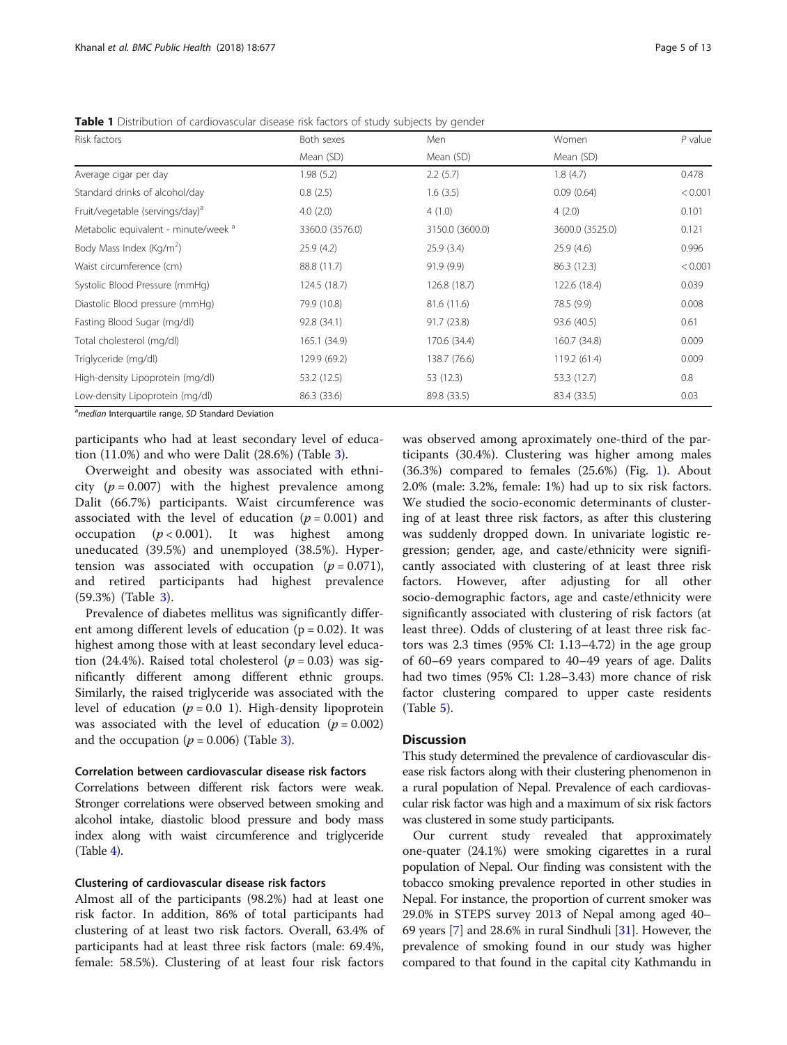**Table 1** Distribution of cardiovascular disease risk factors of study subjects by gender

| Risk factors | Both sexes | Men | Women | *P* value |
|---|---|---|---|---|
| | Mean (SD) | Mean (SD) | Mean (SD) | |
| Average cigar per day | 1.98 (5.2) | 2.2 (5.7) | 1.8 (4.7) | 0.478 |
| Standard drinks of alcohol/day | 0.8 (2.5) | 1.6 (3.5) | 0.09 (0.64) | < 0.001 |
| Fruit/vegetable (servings/day)[a] | 4.0 (2.0) | 4 (1.0) | 4 (2.0) | 0.101 |
| Metabolic equivalent - minute/week [a] | 3360.0 (3576.0) | 3150.0 (3600.0) | 3600.0 (3525.0) | 0.121 |
| Body Mass Index (Kg/m$^2$) | 25.9 (4.2) | 25.9 (3.4) | 25.9 (4.6) | 0.996 |
| Waist circumference (cm) | 88.8 (11.7) | 91.9 (9.9) | 86.3 (12.3) | < 0.001 |
| Systolic Blood Pressure (mmHg) | 124.5 (18.7) | 126.8 (18.7) | 122.6 (18.4) | 0.039 |
| Diastolic Blood pressure (mmHg) | 79.9 (10.8) | 81.6 (11.6) | 78.5 (9.9) | 0.008 |
| Fasting Blood Sugar (mg/dl) | 92.8 (34.1) | 91.7 (23.8) | 93.6 (40.5) | 0.61 |
| Total cholesterol (mg/dl) | 165.1 (34.9) | 170.6 (34.4) | 160.7 (34.8) | 0.009 |
| Triglyceride (mg/dl) | 129.9 (69.2) | 138.7 (76.6) | 119.2 (61.4) | 0.009 |
| High-density Lipoprotein (mg/dl) | 53.2 (12.5) | 53 (12.3) | 53.3 (12.7) | 0.8 |
| Low-density Lipoprotein (mg/dl) | 86.3 (33.6) | 89.8 (33.5) | 83.4 (33.5) | 0.03 |

[a]*median* Interquartile range, *SD* Standard Deviation

participants who had at least secondary level of education (11.0%) and who were Dalit (28.6%) (Table 3).

Overweight and obesity was associated with ethnicity ($p = 0.007$) with the highest prevalence among Dalit (66.7%) participants. Waist circumference was associated with the level of education ($p = 0.001$) and occupation ($p < 0.001$). It was highest among uneducated (39.5%) and unemployed (38.5%). Hypertension was associated with occupation ($p = 0.071$), and retired participants had highest prevalence (59.3%) (Table 3).

Prevalence of diabetes mellitus was significantly different among different levels of education ($p = 0.02$). It was highest among those with at least secondary level education (24.4%). Raised total cholesterol ($p = 0.03$) was significantly different among different ethnic groups. Similarly, the raised triglyceride was associated with the level of education ($p = 0.0$ 1). High-density lipoprotein was associated with the level of education ($p = 0.002$) and the occupation ($p = 0.006$) (Table 3).

### Correlation between cardiovascular disease risk factors

Correlations between different risk factors were weak. Stronger correlations were observed between smoking and alcohol intake, diastolic blood pressure and body mass index along with waist circumference and triglyceride (Table 4).

### Clustering of cardiovascular disease risk factors

Almost all of the participants (98.2%) had at least one risk factor. In addition, 86% of total participants had clustering of at least two risk factors. Overall, 63.4% of participants had at least three risk factors (male: 69.4%, female: 58.5%). Clustering of at least four risk factors was observed among aproximately one-third of the participants (30.4%). Clustering was higher among males (36.3%) compared to females (25.6%) (Fig. 1). About 2.0% (male: 3.2%, female: 1%) had up to six risk factors. We studied the socio-economic determinants of clustering of at least three risk factors, as after this clustering was suddenly dropped down. In univariate logistic regression; gender, age, and caste/ethnicity were significantly associated with clustering of at least three risk factors. However, after adjusting for all other socio-demographic factors, age and caste/ethnicity were significantly associated with clustering of risk factors (at least three). Odds of clustering of at least three risk factors was 2.3 times (95% CI: 1.13–4.72) in the age group of 60–69 years compared to 40–49 years of age. Dalits had two times (95% CI: 1.28–3.43) more chance of risk factor clustering compared to upper caste residents (Table 5).

## Discussion

This study determined the prevalence of cardiovascular disease risk factors along with their clustering phenomenon in a rural population of Nepal. Prevalence of each cardiovascular risk factor was high and a maximum of six risk factors was clustered in some study participants.

Our current study revealed that approximately one-quater (24.1%) were smoking cigarettes in a rural population of Nepal. Our finding was consistent with the tobacco smoking prevalence reported in other studies in Nepal. For instance, the proportion of current smoker was 29.0% in STEPS survey 2013 of Nepal among aged 40–69 years [7] and 28.6% in rural Sindhuli [31]. However, the prevalence of smoking found in our study was higher compared to that found in the capital city Kathmandu in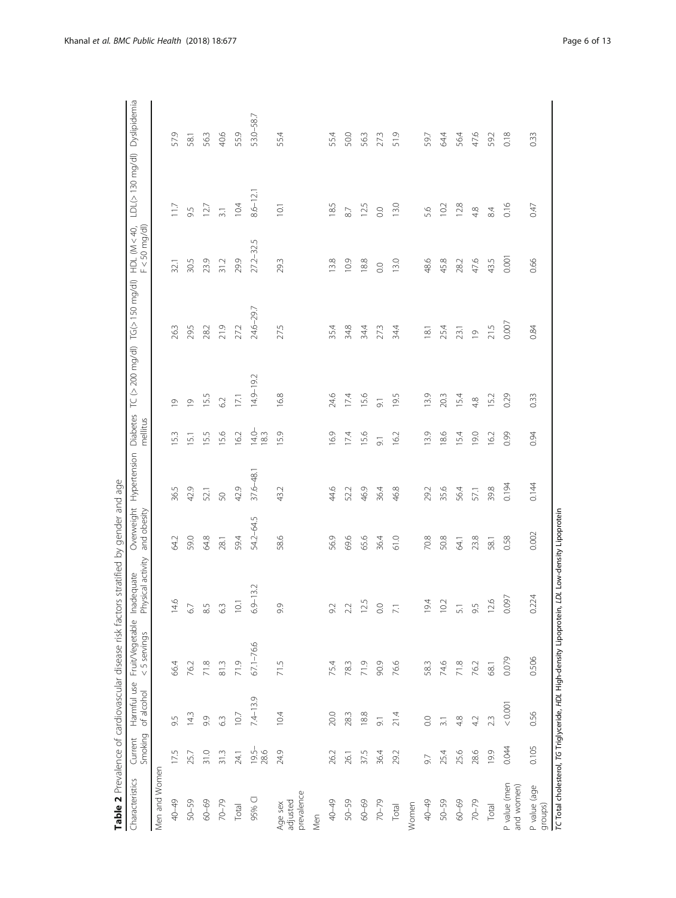**Table 2** Prevalence of cardiovascular disease risk factors stratified by gender and age

| Characteristics | Current Smoking | Harmful use of alcohol | Fruit/Vegetable < 5 servings | Inadequate Physical activity | Overweight and obesity | Hypertension | Diabetes mellitus | TC (> 200 mg/dl) | TG(> 150 mg/dl) | HDL (M < 40, F < 50 mg/dl) | LDL(> 130 mg/dl) | Dyslipidemia |
|---|---|---|---|---|---|---|---|---|---|---|---|---|
| Men and Women | | | | | | | | | | | | |
| 40–49 | 17.5 | 9.5 | 66.4 | 14.6 | 64.2 | 36.5 | 15.3 | 19 | 26.3 | 32.1 | 11.7 | 57.9 |
| 50–59 | 25.7 | 14.3 | 76.2 | 6.7 | 59.0 | 42.9 | 15.1 | 19 | 29.5 | 30.5 | 9.5 | 58.1 |
| 60–69 | 31.0 | 9.9 | 71.8 | 8.5 | 64.8 | 52.1 | 15.5 | 15.5 | 28.2 | 23.9 | 12.7 | 56.3 |
| 70–79 | 31.3 | 6.3 | 81.3 | 6.3 | 28.1 | 50 | 15.6 | 6.2 | 21.9 | 31.2 | 3.1 | 40.6 |
| Total | 24.1 | 10.7 | 71.9 | 10.1 | 59.4 | 42.9 | 16.2 | 17.1 | 27.2 | 29.9 | 10.4 | 55.9 |
| 95% CI | 19.5–28.6 | 7.4–13.9 | 67.1–76.6 | 6.9–13.2 | 54.2–64.5 | 37.6–48.1 | 14.0–18.3 | 14.9–19.2 | 24.6–29.7 | 27.2–32.5 | 8.6–12.1 | 53.0–58.7 |
| Age sex adjusted prevalence | 24.9 | 10.4 | 71.5 | 9.9 | 58.6 | 43.2 | 15.9 | 16.8 | 27.5 | 29.3 | 10.1 | 55.4 |
| Men | | | | | | | | | | | | |
| 40–49 | 26.2 | 20.0 | 75.4 | 9.2 | 56.9 | 44.6 | 16.9 | 24.6 | 35.4 | 13.8 | 18.5 | 55.4 |
| 50–59 | 26.1 | 28.3 | 78.3 | 2.2 | 69.6 | 52.2 | 17.4 | 17.4 | 34.8 | 10.9 | 8.7 | 50.0 |
| 60–69 | 37.5 | 18.8 | 71.9 | 12.5 | 65.6 | 46.9 | 15.6 | 15.6 | 34.4 | 18.8 | 12.5 | 56.3 |
| 70–79 | 36.4 | 9.1 | 90.9 | 0.0 | 36.4 | 36.4 | 9.1 | 9.1 | 27.3 | 0.0 | 0.0 | 27.3 |
| Total | 29.2 | 21.4 | 76.6 | 7.1 | 61.0 | 46.8 | 16.2 | 19.5 | 34.4 | 13.0 | 13.0 | 51.9 |
| Women | | | | | | | | | | | | |
| 40–49 | 9.7 | 0.0 | 58.3 | 19.4 | 70.8 | 29.2 | 13.9 | 13.9 | 18.1 | 48.6 | 5.6 | 59.7 |
| 50–59 | 25.4 | 3.1 | 74.6 | 10.2 | 50.8 | 35.6 | 18.6 | 20.3 | 25.4 | 45.8 | 10.2 | 64.4 |
| 60–69 | 25.6 | 4.8 | 71.8 | 5.1 | 64.1 | 56.4 | 15.4 | 15.4 | 23.1 | 28.2 | 12.8 | 56.4 |
| 70–79 | 28.6 | 4.2 | 76.2 | 9.5 | 23.8 | 57.1 | 19.0 | 4.8 | 19 | 47.6 | 4.8 | 47.6 |
| Total | 19.9 | 2.3 | 68.1 | 12.6 | 58.1 | 39.8 | 16.2 | 15.2 | 21.5 | 43.5 | 8.4 | 59.2 |
| P value (men and women) | 0.044 | < 0.001 | 0.079 | 0.097 | 0.58 | 0.194 | 0.99 | 0.29 | 0.007 | 0.001 | 0.16 | 0.18 |
| P value (age groups) | 0.105 | 0.56 | 0.506 | 0.224 | 0.002 | 0.144 | 0.94 | 0.33 | 0.84 | 0.66 | 0.47 | 0.33 |

*TC* Total cholesterol, *TG* Triglyceride, *HDL* High-density Lipoprotein, *LDL* Low-density Lipoprotein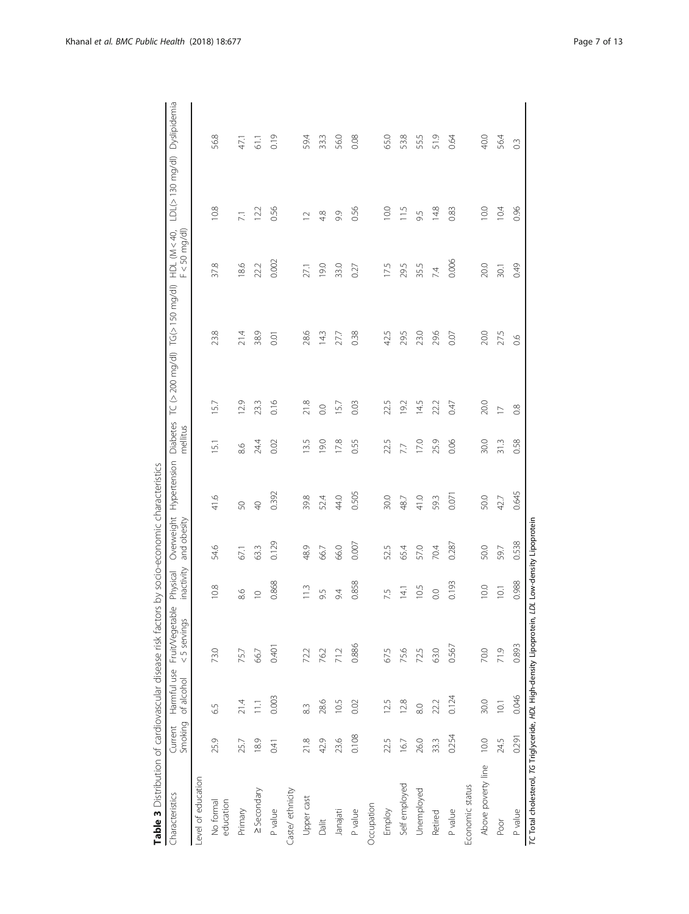**Table 3** Distribution of cardiovascular disease risk factors by socio-economic characteristics

| Characteristics | Current Smoking | Harmful use of alcohol | Fruit/Vegetable < 5 servings | Physical inactivity | Overweight and obesity | Hypertension | Diabetes mellitus | TC (> 200 mg/dl) | TG(> 150 mg/dl) | HDL (M < 40, F < 50 mg/dl) | LDL(> 130 mg/dl) | Dyslipidemia |
|---|---|---|---|---|---|---|---|---|---|---|---|---|
| Level of education | | | | | | | | | | | | |
| No formal education | 25.9 | 6.5 | 73.0 | 10.8 | 54.6 | 41.6 | 15.1 | 15.7 | 23.8 | 37.8 | 10.8 | 56.8 |
| Primary | 25.7 | 21.4 | 75.7 | 8.6 | 67.1 | 50 | 8.6 | 12.9 | 21.4 | 18.6 | 7.1 | 47.1 |
| ≥ Secondary | 18.9 | 11.1 | 66.7 | 10 | 63.3 | 40 | 24.4 | 23.3 | 38.9 | 22.2 | 12.2 | 61.1 |
| P value | 0.41 | 0.003 | 0.401 | 0.868 | 0.129 | 0.392 | 0.02 | 0.16 | 0.01 | 0.002 | 0.56 | 0.19 |
| Caste/ ethnicity | | | | | | | | | | | | |
| Upper cast | 21.8 | 8.3 | 72.2 | 11.3 | 48.9 | 39.8 | 13.5 | 21.8 | 28.6 | 27.1 | 12 | 59.4 |
| Dalit | 42.9 | 28.6 | 76.2 | 9.5 | 66.7 | 52.4 | 19.0 | 0.0 | 14.3 | 19.0 | 4.8 | 33.3 |
| Janajati | 23.6 | 10.5 | 71.2 | 9.4 | 66.0 | 44.0 | 17.8 | 15.7 | 27.7 | 33.0 | 9.9 | 56.0 |
| P value | 0.108 | 0.02 | 0.886 | 0.858 | 0.007 | 0.505 | 0.55 | 0.03 | 0.38 | 0.27 | 0.56 | 0.08 |
| Occupation | | | | | | | | | | | | |
| Employ | 22.5 | 12.5 | 67.5 | 7.5 | 52.5 | 30.0 | 22.5 | 22.5 | 42.5 | 17.5 | 10.0 | 65.0 |
| Self employed | 16.7 | 12.8 | 75.6 | 14.1 | 65.4 | 48.7 | 7.7 | 19.2 | 29.5 | 29.5 | 11.5 | 53.8 |
| Unemployed | 26.0 | 8.0 | 72.5 | 10.5 | 57.0 | 41.0 | 17.0 | 14.5 | 23.0 | 35.5 | 9.5 | 55.5 |
| Retired | 33.3 | 22.2 | 63.0 | 0.0 | 70.4 | 59.3 | 25.9 | 22.2 | 29.6 | 7.4 | 14.8 | 51.9 |
| P value | 0.254 | 0.124 | 0.567 | 0.193 | 0.287 | 0.071 | 0.06 | 0.47 | 0.07 | 0.006 | 0.83 | 0.64 |
| Economic status | | | | | | | | | | | | |
| Above poverty line | 10.0 | 30.0 | 70.0 | 10.0 | 50.0 | 50.0 | 30.0 | 20.0 | 20.0 | 20.0 | 10.0 | 40.0 |
| Poor | 24.5 | 10.1 | 71.9 | 10.1 | 59.7 | 42.7 | 31.3 | 17 | 27.5 | 30.1 | 10.4 | 56.4 |
| P value | 0.291 | 0.046 | 0.893 | 0.988 | 0.538 | 0.645 | 0.58 | 0.8 | 0.6 | 0.49 | 0.96 | 0.3 |

*TC* Total cholesterol, *TG* Triglyceride, *HDL* High-density Lipoprotein, *LDL* Low-density Lipoprotein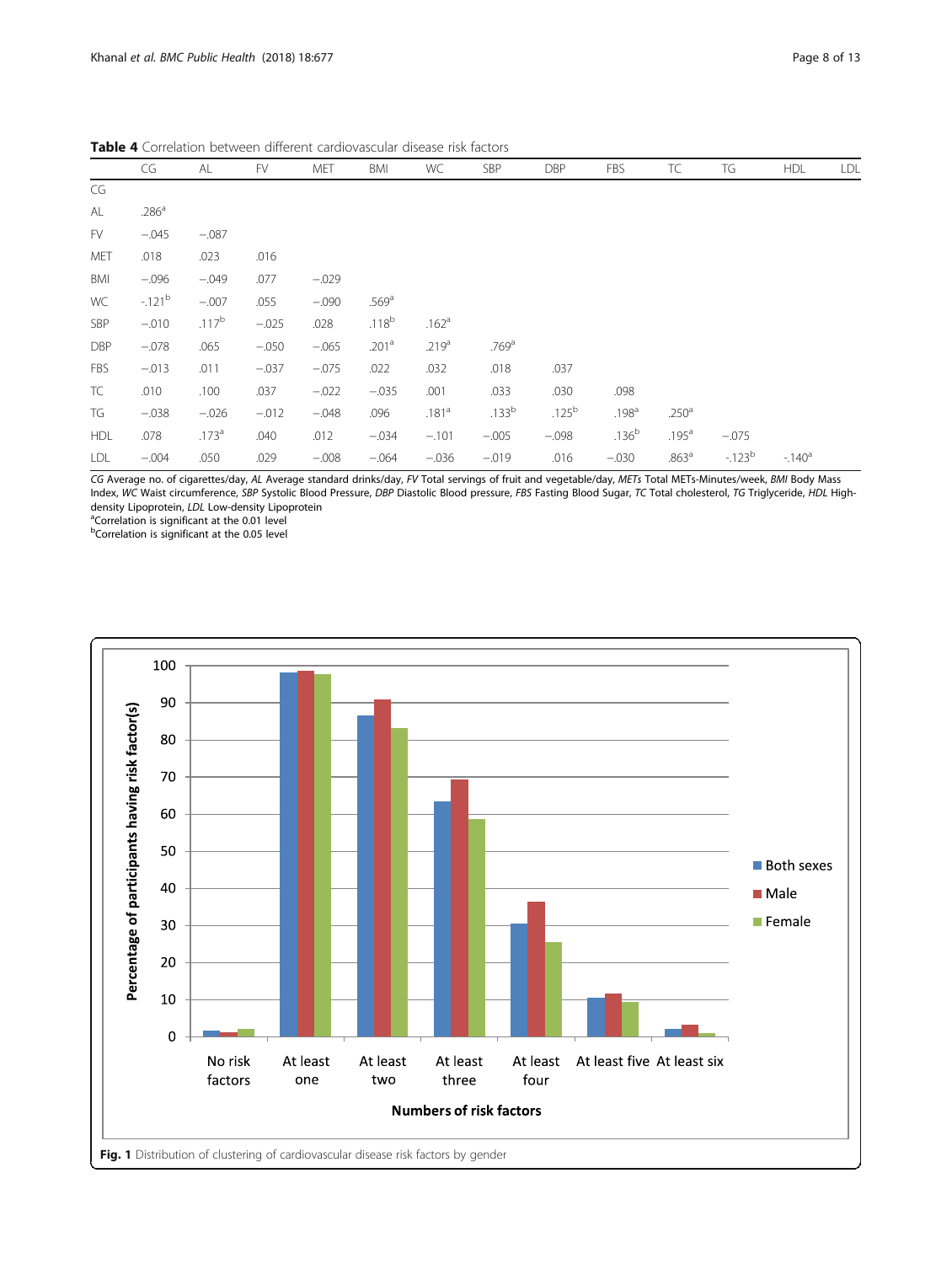**Table 4** Correlation between different cardiovascular disease risk factors

| | CG | AL | FV | MET | BMI | WC | SBP | DBP | FBS | TC | TG | HDL | LDL |
|---|---|---|---|---|---|---|---|---|---|---|---|---|---|
| CG | | | | | | | | | | | | | |
| AL | .286[a] | | | | | | | | | | | | |
| FV | −.045 | −.087 | | | | | | | | | | | |
| MET | .018 | .023 | .016 | | | | | | | | | | |
| BMI | −.096 | −.049 | .077 | −.029 | | | | | | | | | |
| WC | -.121[b] | −.007 | .055 | −.090 | .569[a] | | | | | | | | |
| SBP | −.010 | .117[b] | −.025 | .028 | .118[b] | .162[a] | | | | | | | |
| DBP | −.078 | .065 | −.050 | −.065 | .201[a] | .219[a] | .769[a] | | | | | | |
| FBS | −.013 | .011 | −.037 | −.075 | .022 | .032 | .018 | .037 | | | | | |
| TC | .010 | .100 | .037 | −.022 | −.035 | .001 | .033 | .030 | .098 | | | | |
| TG | −.038 | −.026 | −.012 | −.048 | .096 | .181[a] | .133[b] | .125[b] | .198[a] | .250[a] | | | |
| HDL | .078 | .173[a] | .040 | .012 | −.034 | −.101 | −.005 | −.098 | .136[b] | .195[a] | −.075 | | |
| LDL | −.004 | .050 | .029 | −.008 | −.064 | −.036 | −.019 | .016 | −.030 | .863[a] | -.123[b] | -.140[a] | |

*CG* Average no. of cigarettes/day, *AL* Average standard drinks/day, *FV* Total servings of fruit and vegetable/day, *METs* Total METs-Minutes/week, *BMI* Body Mass Index, *WC* Waist circumference, *SBP* Systolic Blood Pressure, *DBP* Diastolic Blood pressure, *FBS* Fasting Blood Sugar, *TC* Total cholesterol, *TG* Triglyceride, *HDL* High-density Lipoprotein, *LDL* Low-density Lipoprotein

[a]Correlation is significant at the 0.01 level

[b]Correlation is significant at the 0.05 level

**Fig. 1** Distribution of clustering of cardiovascular disease risk factors by gender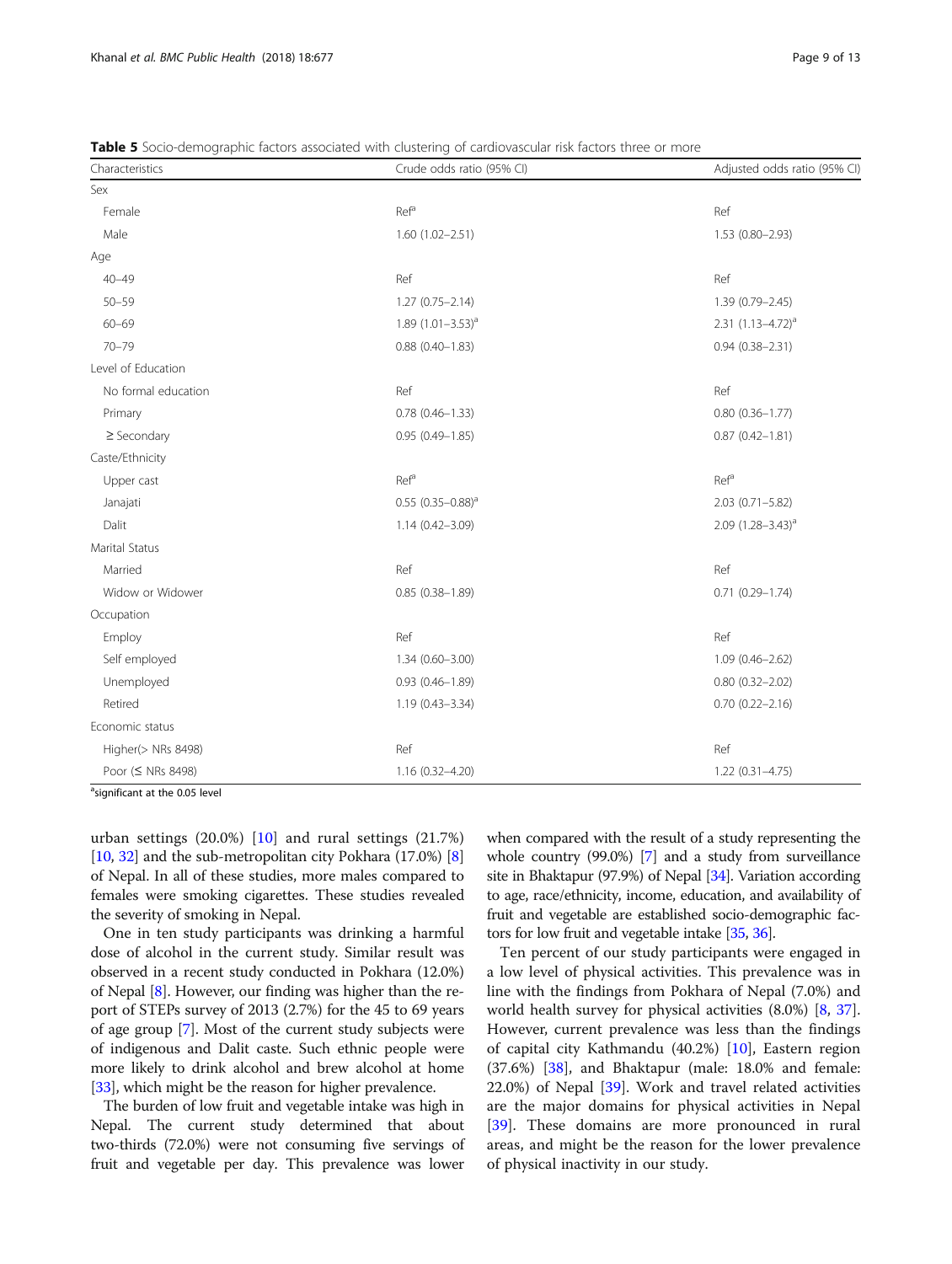**Table 5** Socio-demographic factors associated with clustering of cardiovascular risk factors three or more

| Characteristics | Crude odds ratio (95% CI) | Adjusted odds ratio (95% CI) |
|---|---|---|
| Sex | | |
| Female | Ref[a] | Ref |
| Male | 1.60 (1.02–2.51) | 1.53 (0.80–2.93) |
| Age | | |
| 40–49 | Ref | Ref |
| 50–59 | 1.27 (0.75–2.14) | 1.39 (0.79–2.45) |
| 60–69 | 1.89 (1.01–3.53)[a] | 2.31 (1.13–4.72)[a] |
| 70–79 | 0.88 (0.40–1.83) | 0.94 (0.38–2.31) |
| Level of Education | | |
| No formal education | Ref | Ref |
| Primary | 0.78 (0.46–1.33) | 0.80 (0.36–1.77) |
| ≥ Secondary | 0.95 (0.49–1.85) | 0.87 (0.42–1.81) |
| Caste/Ethnicity | | |
| Upper cast | Ref[a] | Ref[a] |
| Janajati | 0.55 (0.35–0.88)[a] | 2.03 (0.71–5.82) |
| Dalit | 1.14 (0.42–3.09) | 2.09 (1.28–3.43)[a] |
| Marital Status | | |
| Married | Ref | Ref |
| Widow or Widower | 0.85 (0.38–1.89) | 0.71 (0.29–1.74) |
| Occupation | | |
| Employ | Ref | Ref |
| Self employed | 1.34 (0.60–3.00) | 1.09 (0.46–2.62) |
| Unemployed | 0.93 (0.46–1.89) | 0.80 (0.32–2.02) |
| Retired | 1.19 (0.43–3.34) | 0.70 (0.22–2.16) |
| Economic status | | |
| Higher(> NRs 8498) | Ref | Ref |
| Poor (≤ NRs 8498) | 1.16 (0.32–4.20) | 1.22 (0.31–4.75) |

[a]significant at the 0.05 level

urban settings (20.0%) [10] and rural settings (21.7%) [10, 32] and the sub-metropolitan city Pokhara (17.0%) [8] of Nepal. In all of these studies, more males compared to females were smoking cigarettes. These studies revealed the severity of smoking in Nepal.

One in ten study participants was drinking a harmful dose of alcohol in the current study. Similar result was observed in a recent study conducted in Pokhara (12.0%) of Nepal [8]. However, our finding was higher than the report of STEPs survey of 2013 (2.7%) for the 45 to 69 years of age group [7]. Most of the current study subjects were of indigenous and Dalit caste. Such ethnic people were more likely to drink alcohol and brew alcohol at home [33], which might be the reason for higher prevalence.

The burden of low fruit and vegetable intake was high in Nepal. The current study determined that about two-thirds (72.0%) were not consuming five servings of fruit and vegetable per day. This prevalence was lower when compared with the result of a study representing the whole country (99.0%) [7] and a study from surveillance site in Bhaktapur (97.9%) of Nepal [34]. Variation according to age, race/ethnicity, income, education, and availability of fruit and vegetable are established socio-demographic factors for low fruit and vegetable intake [35, 36].

Ten percent of our study participants were engaged in a low level of physical activities. This prevalence was in line with the findings from Pokhara of Nepal (7.0%) and world health survey for physical activities (8.0%) [8, 37]. However, current prevalence was less than the findings of capital city Kathmandu (40.2%) [10], Eastern region (37.6%) [38], and Bhaktapur (male: 18.0% and female: 22.0%) of Nepal [39]. Work and travel related activities are the major domains for physical activities in Nepal [39]. These domains are more pronounced in rural areas, and might be the reason for the lower prevalence of physical inactivity in our study.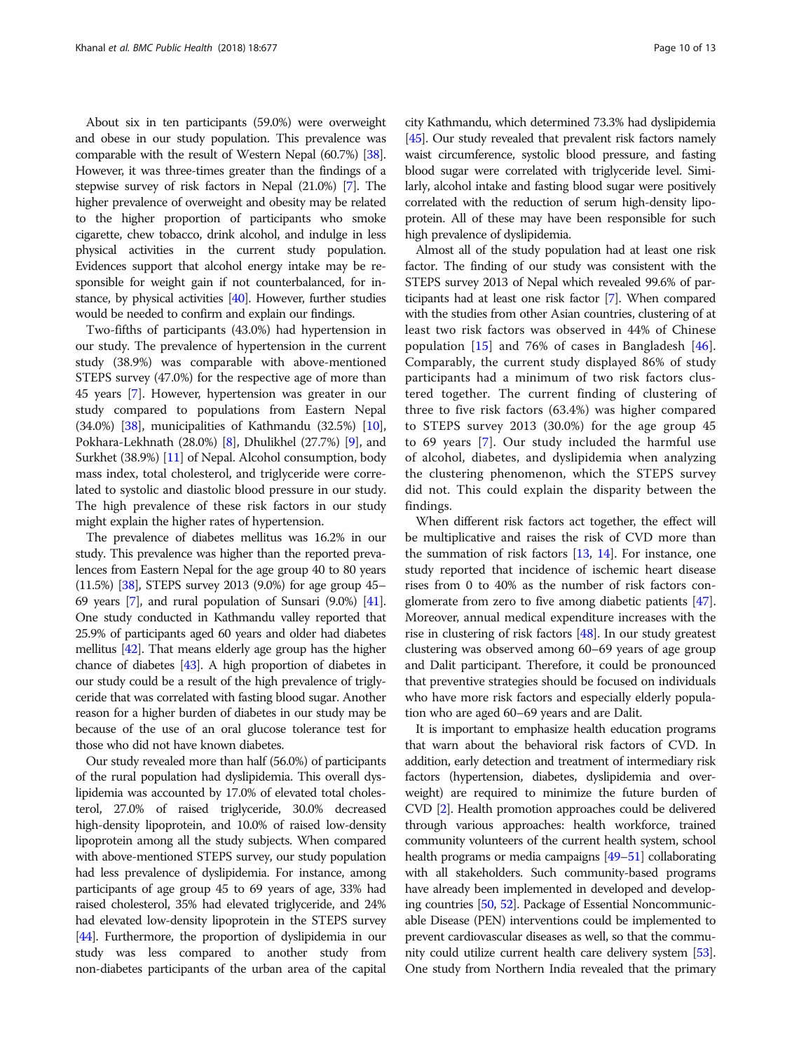About six in ten participants (59.0%) were overweight and obese in our study population. This prevalence was comparable with the result of Western Nepal (60.7%) [38]. However, it was three-times greater than the findings of a stepwise survey of risk factors in Nepal (21.0%) [7]. The higher prevalence of overweight and obesity may be related to the higher proportion of participants who smoke cigarette, chew tobacco, drink alcohol, and indulge in less physical activities in the current study population. Evidences support that alcohol energy intake may be responsible for weight gain if not counterbalanced, for instance, by physical activities [40]. However, further studies would be needed to confirm and explain our findings.

Two-fifths of participants (43.0%) had hypertension in our study. The prevalence of hypertension in the current study (38.9%) was comparable with above-mentioned STEPS survey (47.0%) for the respective age of more than 45 years [7]. However, hypertension was greater in our study compared to populations from Eastern Nepal (34.0%) [38], municipalities of Kathmandu (32.5%) [10], Pokhara-Lekhnath (28.0%) [8], Dhulikhel (27.7%) [9], and Surkhet (38.9%) [11] of Nepal. Alcohol consumption, body mass index, total cholesterol, and triglyceride were correlated to systolic and diastolic blood pressure in our study. The high prevalence of these risk factors in our study might explain the higher rates of hypertension.

The prevalence of diabetes mellitus was 16.2% in our study. This prevalence was higher than the reported prevalences from Eastern Nepal for the age group 40 to 80 years (11.5%) [38], STEPS survey 2013 (9.0%) for age group 45–69 years [7], and rural population of Sunsari (9.0%) [41]. One study conducted in Kathmandu valley reported that 25.9% of participants aged 60 years and older had diabetes mellitus [42]. That means elderly age group has the higher chance of diabetes [43]. A high proportion of diabetes in our study could be a result of the high prevalence of triglyceride that was correlated with fasting blood sugar. Another reason for a higher burden of diabetes in our study may be because of the use of an oral glucose tolerance test for those who did not have known diabetes.

Our study revealed more than half (56.0%) of participants of the rural population had dyslipidemia. This overall dyslipidemia was accounted by 17.0% of elevated total cholesterol, 27.0% of raised triglyceride, 30.0% decreased high-density lipoprotein, and 10.0% of raised low-density lipoprotein among all the study subjects. When compared with above-mentioned STEPS survey, our study population had less prevalence of dyslipidemia. For instance, among participants of age group 45 to 69 years of age, 33% had raised cholesterol, 35% had elevated triglyceride, and 24% had elevated low-density lipoprotein in the STEPS survey [44]. Furthermore, the proportion of dyslipidemia in our study was less compared to another study from non-diabetes participants of the urban area of the capital city Kathmandu, which determined 73.3% had dyslipidemia [45]. Our study revealed that prevalent risk factors namely waist circumference, systolic blood pressure, and fasting blood sugar were correlated with triglyceride level. Similarly, alcohol intake and fasting blood sugar were positively correlated with the reduction of serum high-density lipoprotein. All of these may have been responsible for such high prevalence of dyslipidemia.

Almost all of the study population had at least one risk factor. The finding of our study was consistent with the STEPS survey 2013 of Nepal which revealed 99.6% of participants had at least one risk factor [7]. When compared with the studies from other Asian countries, clustering of at least two risk factors was observed in 44% of Chinese population [15] and 76% of cases in Bangladesh [46]. Comparably, the current study displayed 86% of study participants had a minimum of two risk factors clustered together. The current finding of clustering of three to five risk factors (63.4%) was higher compared to STEPS survey 2013 (30.0%) for the age group 45 to 69 years [7]. Our study included the harmful use of alcohol, diabetes, and dyslipidemia when analyzing the clustering phenomenon, which the STEPS survey did not. This could explain the disparity between the findings.

When different risk factors act together, the effect will be multiplicative and raises the risk of CVD more than the summation of risk factors [13, 14]. For instance, one study reported that incidence of ischemic heart disease rises from 0 to 40% as the number of risk factors conglomerate from zero to five among diabetic patients [47]. Moreover, annual medical expenditure increases with the rise in clustering of risk factors [48]. In our study greatest clustering was observed among 60–69 years of age group and Dalit participant. Therefore, it could be pronounced that preventive strategies should be focused on individuals who have more risk factors and especially elderly population who are aged 60–69 years and are Dalit.

It is important to emphasize health education programs that warn about the behavioral risk factors of CVD. In addition, early detection and treatment of intermediary risk factors (hypertension, diabetes, dyslipidemia and overweight) are required to minimize the future burden of CVD [2]. Health promotion approaches could be delivered through various approaches: health workforce, trained community volunteers of the current health system, school health programs or media campaigns [49–51] collaborating with all stakeholders. Such community-based programs have already been implemented in developed and developing countries [50, 52]. Package of Essential Noncommunicable Disease (PEN) interventions could be implemented to prevent cardiovascular diseases as well, so that the community could utilize current health care delivery system [53]. One study from Northern India revealed that the primary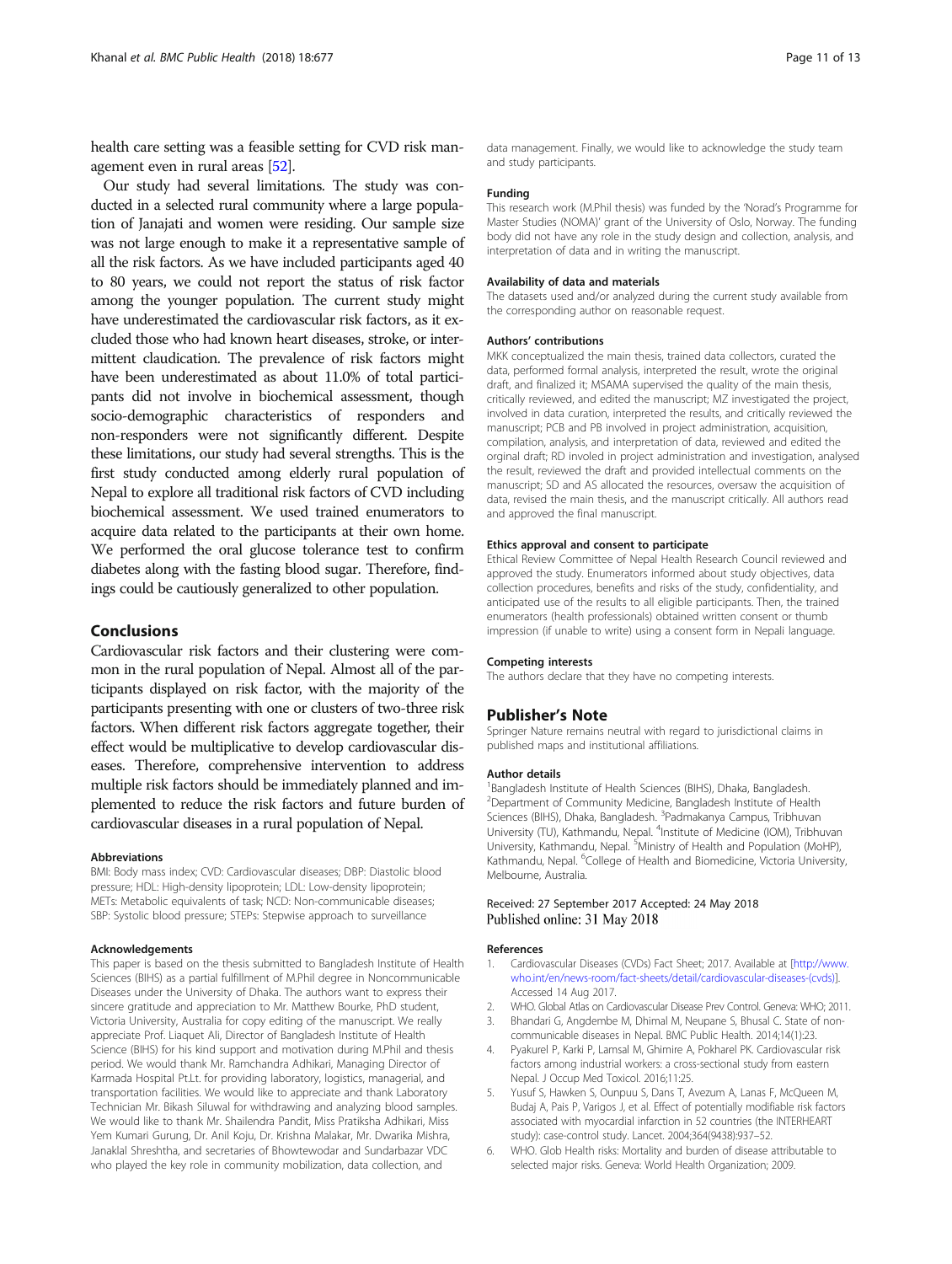health care setting was a feasible setting for CVD risk management even in rural areas [52].

Our study had several limitations. The study was conducted in a selected rural community where a large population of Janajati and women were residing. Our sample size was not large enough to make it a representative sample of all the risk factors. As we have included participants aged 40 to 80 years, we could not report the status of risk factor among the younger population. The current study might have underestimated the cardiovascular risk factors, as it excluded those who had known heart diseases, stroke, or intermittent claudication. The prevalence of risk factors might have been underestimated as about 11.0% of total participants did not involve in biochemical assessment, though socio-demographic characteristics of responders and non-responders were not significantly different. Despite these limitations, our study had several strengths. This is the first study conducted among elderly rural population of Nepal to explore all traditional risk factors of CVD including biochemical assessment. We used trained enumerators to acquire data related to the participants at their own home. We performed the oral glucose tolerance test to confirm diabetes along with the fasting blood sugar. Therefore, findings could be cautiously generalized to other population.

## Conclusions

Cardiovascular risk factors and their clustering were common in the rural population of Nepal. Almost all of the participants displayed on risk factor, with the majority of the participants presenting with one or clusters of two-three risk factors. When different risk factors aggregate together, their effect would be multiplicative to develop cardiovascular diseases. Therefore, comprehensive intervention to address multiple risk factors should be immediately planned and implemented to reduce the risk factors and future burden of cardiovascular diseases in a rural population of Nepal.

#### Abbreviations

BMI: Body mass index; CVD: Cardiovascular diseases; DBP: Diastolic blood pressure; HDL: High-density lipoprotein; LDL: Low-density lipoprotein; METs: Metabolic equivalents of task; NCD: Non-communicable diseases; SBP: Systolic blood pressure; STEPs: Stepwise approach to surveillance

#### Acknowledgements

This paper is based on the thesis submitted to Bangladesh Institute of Health Sciences (BIHS) as a partial fulfillment of M.Phil degree in Noncommunicable Diseases under the University of Dhaka. The authors want to express their sincere gratitude and appreciation to Mr. Matthew Bourke, PhD student, Victoria University, Australia for copy editing of the manuscript. We really appreciate Prof. Liaquet Ali, Director of Bangladesh Institute of Health Science (BIHS) for his kind support and motivation during M.Phil and thesis period. We would thank Mr. Ramchandra Adhikari, Managing Director of Karmada Hospital Pt.Lt. for providing laboratory, logistics, managerial, and transportation facilities. We would like to appreciate and thank Laboratory Technician Mr. Bikash Siluwal for withdrawing and analyzing blood samples. We would like to thank Mr. Shailendra Pandit, Miss Pratiksha Adhikari, Miss Yem Kumari Gurung, Dr. Anil Koju, Dr. Krishna Malakar, Mr. Dwarika Mishra, Janaklal Shreshtha, and secretaries of Bhowtewodar and Sundarbazar VDC who played the key role in community mobilization, data collection, and data management. Finally, we would like to acknowledge the study team and study participants.

#### Funding

This research work (M.Phil thesis) was funded by the 'Norad's Programme for Master Studies (NOMA)' grant of the University of Oslo, Norway. The funding body did not have any role in the study design and collection, analysis, and interpretation of data and in writing the manuscript.

#### Availability of data and materials

The datasets used and/or analyzed during the current study available from the corresponding author on reasonable request.

#### Authors' contributions

MKK conceptualized the main thesis, trained data collectors, curated the data, performed formal analysis, interpreted the result, wrote the original draft, and finalized it; MSAMA supervised the quality of the main thesis, critically reviewed, and edited the manuscript; MZ investigated the project, involved in data curation, interpreted the results, and critically reviewed the manuscript; PCB and PB involved in project administration, acquisition, compilation, analysis, and interpretation of data, reviewed and edited the orginal draft; RD involed in project administration and investigation, analysed the result, reviewed the draft and provided intellectual comments on the manuscript; SD and AS allocated the resources, oversaw the acquisition of data, revised the main thesis, and the manuscript critically. All authors read and approved the final manuscript.

#### Ethics approval and consent to participate

Ethical Review Committee of Nepal Health Research Council reviewed and approved the study. Enumerators informed about study objectives, data collection procedures, benefits and risks of the study, confidentiality, and anticipated use of the results to all eligible participants. Then, the trained enumerators (health professionals) obtained written consent or thumb impression (if unable to write) using a consent form in Nepali language.

#### Competing interests

The authors declare that they have no competing interests.

## Publisher's Note

Springer Nature remains neutral with regard to jurisdictional claims in published maps and institutional affiliations.

#### Author details

[1]Bangladesh Institute of Health Sciences (BIHS), Dhaka, Bangladesh. [2]Department of Community Medicine, Bangladesh Institute of Health Sciences (BIHS), Dhaka, Bangladesh. [3]Padmakanya Campus, Tribhuvan University (TU), Kathmandu, Nepal. [4]Institute of Medicine (IOM), Tribhuvan University, Kathmandu, Nepal. [5]Ministry of Health and Population (MoHP), Kathmandu, Nepal. [6]College of Health and Biomedicine, Victoria University, Melbourne, Australia.

Received: 27 September 2017 Accepted: 24 May 2018
Published online: 31 May 2018

#### References

1. Cardiovascular Diseases (CVDs) Fact Sheet; 2017. Available at [http://www.who.int/en/news-room/fact-sheets/detail/cardiovascular-diseases-(cvds)]. Accessed 14 Aug 2017.
2. WHO. Global Atlas on Cardiovascular Disease Prev Control. Geneva: WHO; 2011.
3. Bhandari G, Angdembe M, Dhimal M, Neupane S, Bhusal C. State of non-communicable diseases in Nepal. BMC Public Health. 2014;14(1):23.
4. Pyakurel P, Karki P, Lamsal M, Ghimire A, Pokharel PK. Cardiovascular risk factors among industrial workers: a cross-sectional study from eastern Nepal. J Occup Med Toxicol. 2016;11:25.
5. Yusuf S, Hawken S, Ounpuu S, Dans T, Avezum A, Lanas F, McQueen M, Budaj A, Pais P, Varigos J, et al. Effect of potentially modifiable risk factors associated with myocardial infarction in 52 countries (the INTERHEART study): case-control study. Lancet. 2004;364(9438):937–52.
6. WHO. Glob Health risks: Mortality and burden of disease attributable to selected major risks. Geneva: World Health Organization; 2009.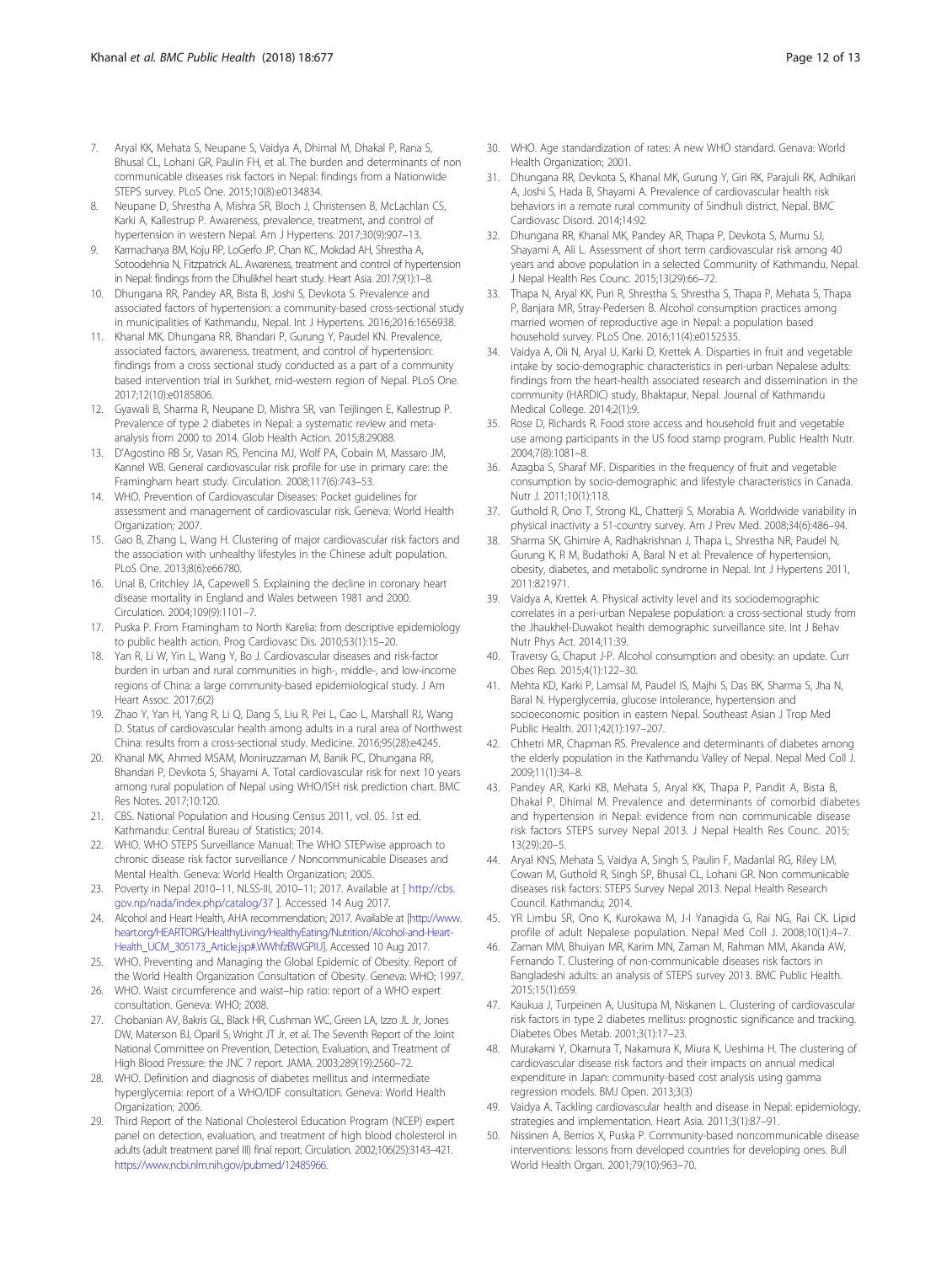7. Aryal KK, Mehata S, Neupane S, Vaidya A, Dhimal M, Dhakal P, Rana S, Bhusal CL, Lohani GR, Paulin FH, et al. The burden and determinants of non communicable diseases risk factors in Nepal: findings from a Nationwide STEPS survey. PLoS One. 2015;10(8):e0134834.
8. Neupane D, Shrestha A, Mishra SR, Bloch J, Christensen B, McLachlan CS, Karki A, Kallestrup P. Awareness, prevalence, treatment, and control of hypertension in western Nepal. Am J Hypertens. 2017;30(9):907–13.
9. Karmacharya BM, Koju RP, LoGerfo JP, Chan KC, Mokdad AH, Shrestha A, Sotoodehnia N, Fitzpatrick AL. Awareness, treatment and control of hypertension in Nepal: findings from the Dhulikhel heart study. Heart Asia. 2017;9(1):1–8.
10. Dhungana RR, Pandey AR, Bista B, Joshi S, Devkota S. Prevalence and associated factors of hypertension: a community-based cross-sectional study in municipalities of Kathmandu, Nepal. Int J Hypertens. 2016;2016:1656938.
11. Khanal MK, Dhungana RR, Bhandari P, Gurung Y, Paudel KN. Prevalence, associated factors, awareness, treatment, and control of hypertension: findings from a cross sectional study conducted as a part of a community based intervention trial in Surkhet, mid-western region of Nepal. PLoS One. 2017;12(10):e0185806.
12. Gyawali B, Sharma R, Neupane D, Mishra SR, van Teijlingen E, Kallestrup P. Prevalence of type 2 diabetes in Nepal: a systematic review and meta-analysis from 2000 to 2014. Glob Health Action. 2015;8:29088.
13. D'Agostino RB Sr, Vasan RS, Pencina MJ, Wolf PA, Cobain M, Massaro JM, Kannel WB. General cardiovascular risk profile for use in primary care: the Framingham heart study. Circulation. 2008;117(6):743–53.
14. WHO. Prevention of Cardiovascular Diseases: Pocket guidelines for assessment and management of cardiovascular risk. Geneva: World Health Organization; 2007.
15. Gao B, Zhang L, Wang H. Clustering of major cardiovascular risk factors and the association with unhealthy lifestyles in the Chinese adult population. PLoS One. 2013;8(6):e66780.
16. Unal B, Critchley JA, Capewell S. Explaining the decline in coronary heart disease mortality in England and Wales between 1981 and 2000. Circulation. 2004;109(9):1101–7.
17. Puska P. From Framingham to North Karelia: from descriptive epidemiology to public health action. Prog Cardiovasc Dis. 2010;53(1):15–20.
18. Yan R, Li W, Yin L, Wang Y, Bo J. Cardiovascular diseases and risk-factor burden in urban and rural communities in high-, middle-, and low-income regions of China: a large community-based epidemiological study. J Am Heart Assoc. 2017;6(2)
19. Zhao Y, Yan H, Yang R, Li Q, Dang S, Liu R, Pei L, Cao L, Marshall RJ, Wang D. Status of cardiovascular health among adults in a rural area of Northwest China: results from a cross-sectional study. Medicine. 2016;95(28):e4245.
20. Khanal MK, Ahmed MSAM, Moniruzzaman M, Banik PC, Dhungana RR, Bhandari P, Devkota S, Shayami A. Total cardiovascular risk for next 10 years among rural population of Nepal using WHO/ISH risk prediction chart. BMC Res Notes. 2017;10:120.
21. CBS. National Population and Housing Census 2011, vol. 05. 1st ed. Kathmandu: Central Bureau of Statistics; 2014.
22. WHO. WHO STEPS Surveillance Manual: The WHO STEPwise approach to chronic disease risk factor surveillance / Noncommunicable Diseases and Mental Health. Geneva: World Health Organization; 2005.
23. Poverty in Nepal 2010–11, NLSS-III, 2010–11; 2017. Available at [ http://cbs.gov.np/nada/index.php/catalog/37 ]. Accessed 14 Aug 2017.
24. Alcohol and Heart Health, AHA recommendation; 2017. Available at [http://www.heart.org/HEARTORG/HealthyLiving/HealthyEating/Nutrition/Alcohol-and-Heart-Health_UCM_305173_Article.jsp#.WWhfzBWGPIU]. Accessed 10 Aug 2017.
25. WHO. Preventing and Managing the Global Epidemic of Obesity. Report of the World Health Organization Consultation of Obesity. Geneva: WHO; 1997.
26. WHO. Waist circumference and waist–hip ratio: report of a WHO expert consultation. Geneva: WHO; 2008.
27. Chobanian AV, Bakris GL, Black HR, Cushman WC, Green LA, Izzo JL Jr, Jones DW, Materson BJ, Oparil S, Wright JT Jr, et al. The Seventh Report of the Joint National Committee on Prevention, Detection, Evaluation, and Treatment of High Blood Pressure: the JNC 7 report. JAMA. 2003;289(19):2560–72.
28. WHO. Definition and diagnosis of diabetes mellitus and intermediate hyperglycemia: report of a WHO/IDF consultation. Geneva: World Health Organization; 2006.
29. Third Report of the National Cholesterol Education Program (NCEP) expert panel on detection, evaluation, and treatment of high blood cholesterol in adults (adult treatment panel III) final report. Circulation. 2002;106(25):3143–421. https://www.ncbi.nlm.nih.gov/pubmed/12485966.
30. WHO. Age standardization of rates: A new WHO standard. Genava: World Health Organization; 2001.
31. Dhungana RR, Devkota S, Khanal MK, Gurung Y, Giri RK, Parajuli RK, Adhikari A, Joshi S, Hada B, Shayami A. Prevalence of cardiovascular health risk behaviors in a remote rural community of Sindhuli district, Nepal. BMC Cardiovasc Disord. 2014;14:92.
32. Dhungana RR, Khanal MK, Pandey AR, Thapa P, Devkota S, Mumu SJ, Shayami A, Ali L. Assessment of short term cardiovascular risk among 40 years and above population in a selected Community of Kathmandu, Nepal. J Nepal Health Res Counc. 2015;13(29):66–72.
33. Thapa N, Aryal KK, Puri R, Shrestha S, Shrestha S, Thapa P, Mehata S, Thapa P, Banjara MR, Stray-Pedersen B. Alcohol consumption practices among married women of reproductive age in Nepal: a population based household survey. PLoS One. 2016;11(4):e0152535.
34. Vaidya A, Oli N, Aryal U, Karki D, Krettek A. Disparties in fruit and vegetable intake by socio-demographic characteristics in peri-urban Nepalese adults: findings from the heart-health associated research and dissemination in the community (HARDIC) study, Bhaktapur, Nepal. Journal of Kathmandu Medical College. 2014;2(1):9.
35. Rose D, Richards R. Food store access and household fruit and vegetable use among participants in the US food stamp program. Public Health Nutr. 2004;7(8):1081–8.
36. Azagba S, Sharaf MF. Disparities in the frequency of fruit and vegetable consumption by socio-demographic and lifestyle characteristics in Canada. Nutr J. 2011;10(1):118.
37. Guthold R, Ono T, Strong KL, Chatterji S, Morabia A. Worldwide variability in physical inactivity a 51-country survey. Am J Prev Med. 2008;34(6):486–94.
38. Sharma SK, Ghimire A, Radhakrishnan J, Thapa L, Shrestha NR, Paudel N, Gurung K, R M, Budathoki A, Baral N et al: Prevalence of hypertension, obesity, diabetes, and metabolic syndrome in Nepal. Int J Hypertens 2011, 2011:821971.
39. Vaidya A, Krettek A. Physical activity level and its sociodemographic correlates in a peri-urban Nepalese population: a cross-sectional study from the Jhaukhel-Duwakot health demographic surveillance site. Int J Behav Nutr Phys Act. 2014;11:39.
40. Traversy G, Chaput J-P. Alcohol consumption and obesity: an update. Curr Obes Rep. 2015;4(1):122–30.
41. Mehta KD, Karki P, Lamsal M, Paudel IS, Majhi S, Das BK, Sharma S, Jha N, Baral N. Hyperglycemia, glucose intolerance, hypertension and socioeconomic position in eastern Nepal. Southeast Asian J Trop Med Public Health. 2011;42(1):197–207.
42. Chhetri MR, Chapman RS. Prevalence and determinants of diabetes among the elderly population in the Kathmandu Valley of Nepal. Nepal Med Coll J. 2009;11(1):34–8.
43. Pandey AR, Karki KB, Mehata S, Aryal KK, Thapa P, Pandit A, Bista B, Dhakal P, Dhimal M. Prevalence and determinants of comorbid diabetes and hypertension in Nepal: evidence from non communicable disease risk factors STEPS survey Nepal 2013. J Nepal Health Res Counc. 2015; 13(29):20–5.
44. Aryal KNS, Mehata S, Vaidya A, Singh S, Paulin F, Madanlal RG, Riley LM, Cowan M, Guthold R, Singh SP, Bhusal CL, Lohani GR. Non communicable diseases risk factors: STEPS Survey Nepal 2013. Nepal Health Research Council. Kathmandu; 2014.
45. YR Limbu SR, Ono K, Kurokawa M, J-I Yanagida G, Rai NG, Rai CK. Lipid profile of adult Nepalese population. Nepal Med Coll J. 2008;10(1):4–7.
46. Zaman MM, Bhuiyan MR, Karim MN, Zaman M, Rahman MM, Akanda AW, Fernando T. Clustering of non-communicable diseases risk factors in Bangladeshi adults: an analysis of STEPS survey 2013. BMC Public Health. 2015;15(1):659.
47. Kaukua J, Turpeinen A, Uusitupa M, Niskanen L. Clustering of cardiovascular risk factors in type 2 diabetes mellitus: prognostic significance and tracking. Diabetes Obes Metab. 2001;3(1):17–23.
48. Murakami Y, Okamura T, Nakamura K, Miura K, Ueshima H. The clustering of cardiovascular disease risk factors and their impacts on annual medical expenditure in Japan: community-based cost analysis using gamma regression models. BMJ Open. 2013;3(3)
49. Vaidya A. Tackling cardiovascular health and disease in Nepal: epidemiology, strategies and implementation. Heart Asia. 2011;3(1):87–91.
50. Nissinen A, Berrios X, Puska P. Community-based noncommunicable disease interventions: lessons from developed countries for developing ones. Bull World Health Organ. 2001;79(10):963–70.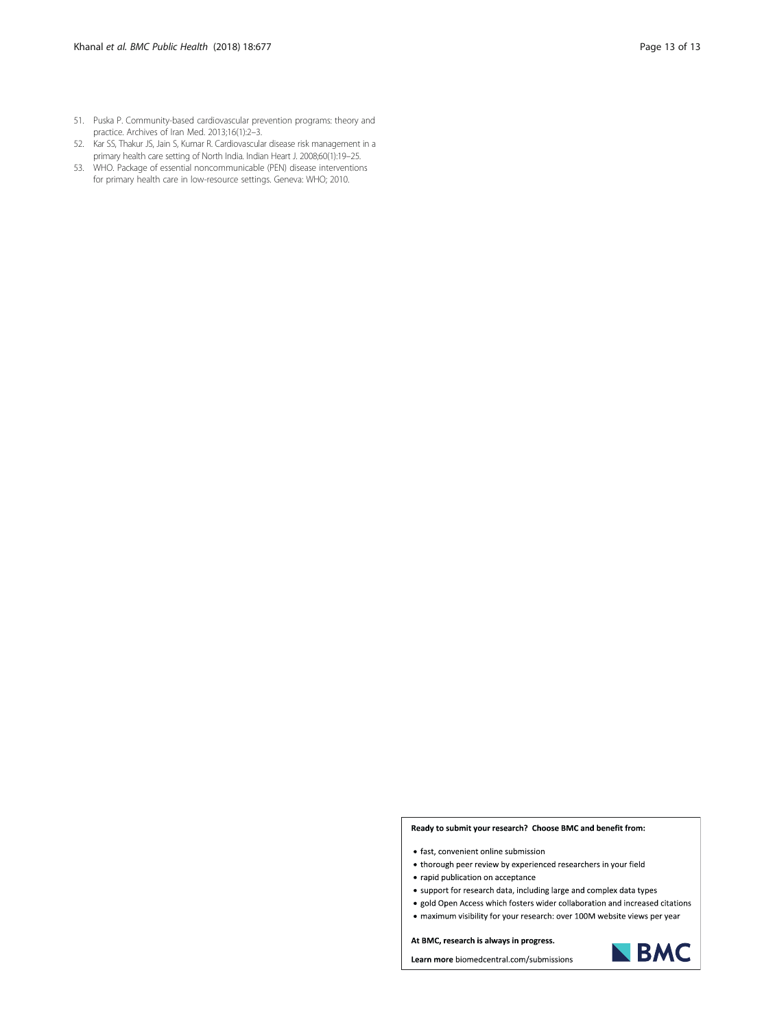51. Puska P. Community-based cardiovascular prevention programs: theory and practice. Archives of Iran Med. 2013;16(1):2–3.
52. Kar SS, Thakur JS, Jain S, Kumar R. Cardiovascular disease risk management in a primary health care setting of North India. Indian Heart J. 2008;60(1):19–25.
53. WHO. Package of essential noncommunicable (PEN) disease interventions for primary health care in low-resource settings. Geneva: WHO; 2010.

**Ready to submit your research? Choose BMC and benefit from:**

- fast, convenient online submission
- thorough peer review by experienced researchers in your field
- rapid publication on acceptance
- support for research data, including large and complex data types
- gold Open Access which fosters wider collaboration and increased citations
- maximum visibility for your research: over 100M website views per year

**At BMC, research is always in progress.**

**Learn more** biomedcentral.com/submissions

BMC